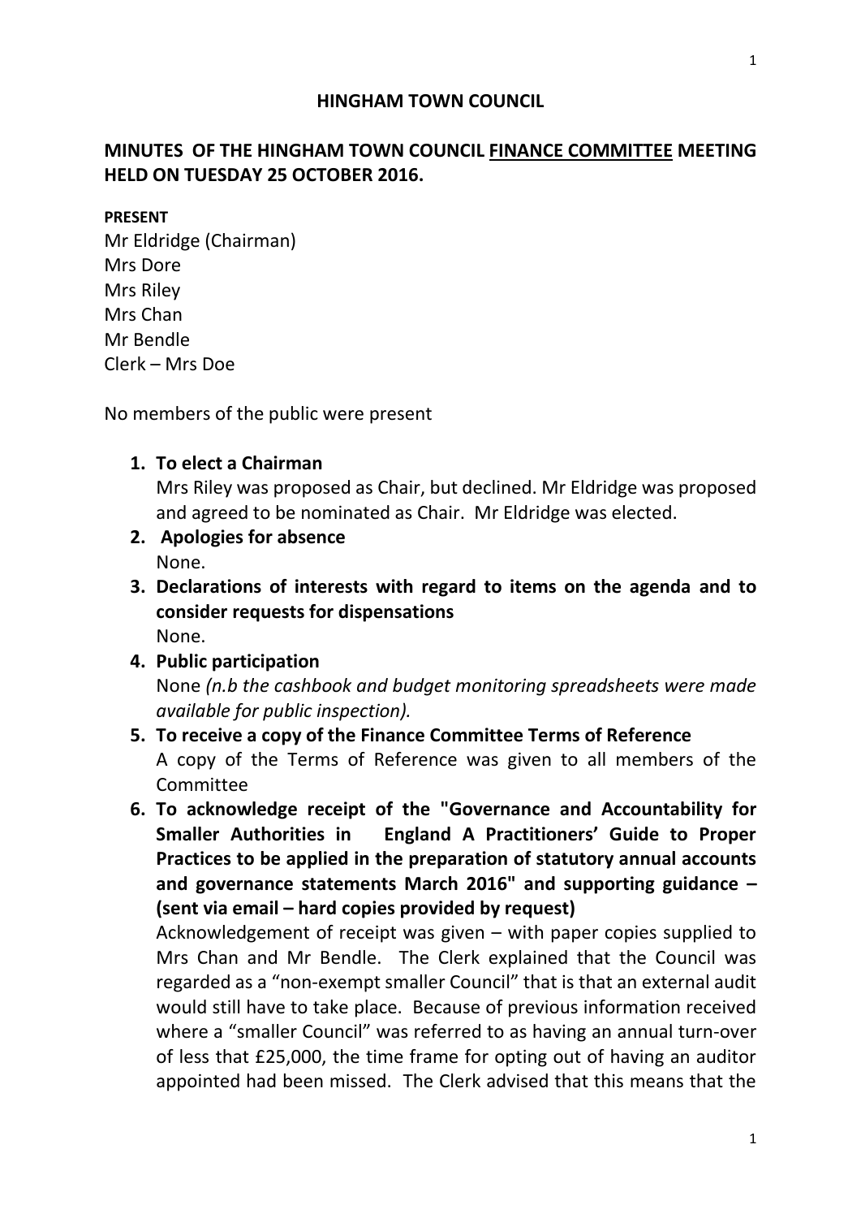# HINGHAM TOWN COUNCIL

## MINUTES OF THE HINGHAM TOWN COUNCIL <u>FINANCE COMMITTEE</u> MEETING HELD ON TUESDAY 25 OCTOBER 2016.

**PRESENT**

Mr Eldridge (Chairman)
Mrs Dore
Mrs Riley
Mrs Chan
Mr Bendle
Clerk – Mrs Doe

No members of the public were present

1. **To elect a Chairman**
   Mrs Riley was proposed as Chair, but declined. Mr Eldridge was proposed and agreed to be nominated as Chair. Mr Eldridge was elected.
2. **Apologies for absence**
   None.
3. **Declarations of interests with regard to items on the agenda and to consider requests for dispensations**
   None.
4. **Public participation**
   None *(n.b the cashbook and budget monitoring spreadsheets were made available for public inspection).*
5. **To receive a copy of the Finance Committee Terms of Reference**
   A copy of the Terms of Reference was given to all members of the Committee
6. **To acknowledge receipt of the "Governance and Accountability for Smaller Authorities in England A Practitioners' Guide to Proper Practices to be applied in the preparation of statutory annual accounts and governance statements March 2016" and supporting guidance – (sent via email – hard copies provided by request)**
   Acknowledgement of receipt was given – with paper copies supplied to Mrs Chan and Mr Bendle. The Clerk explained that the Council was regarded as a "non-exempt smaller Council" that is that an external audit would still have to take place. Because of previous information received where a "smaller Council" was referred to as having an annual turn-over of less that £25,000, the time frame for opting out of having an auditor appointed had been missed. The Clerk advised that this means that the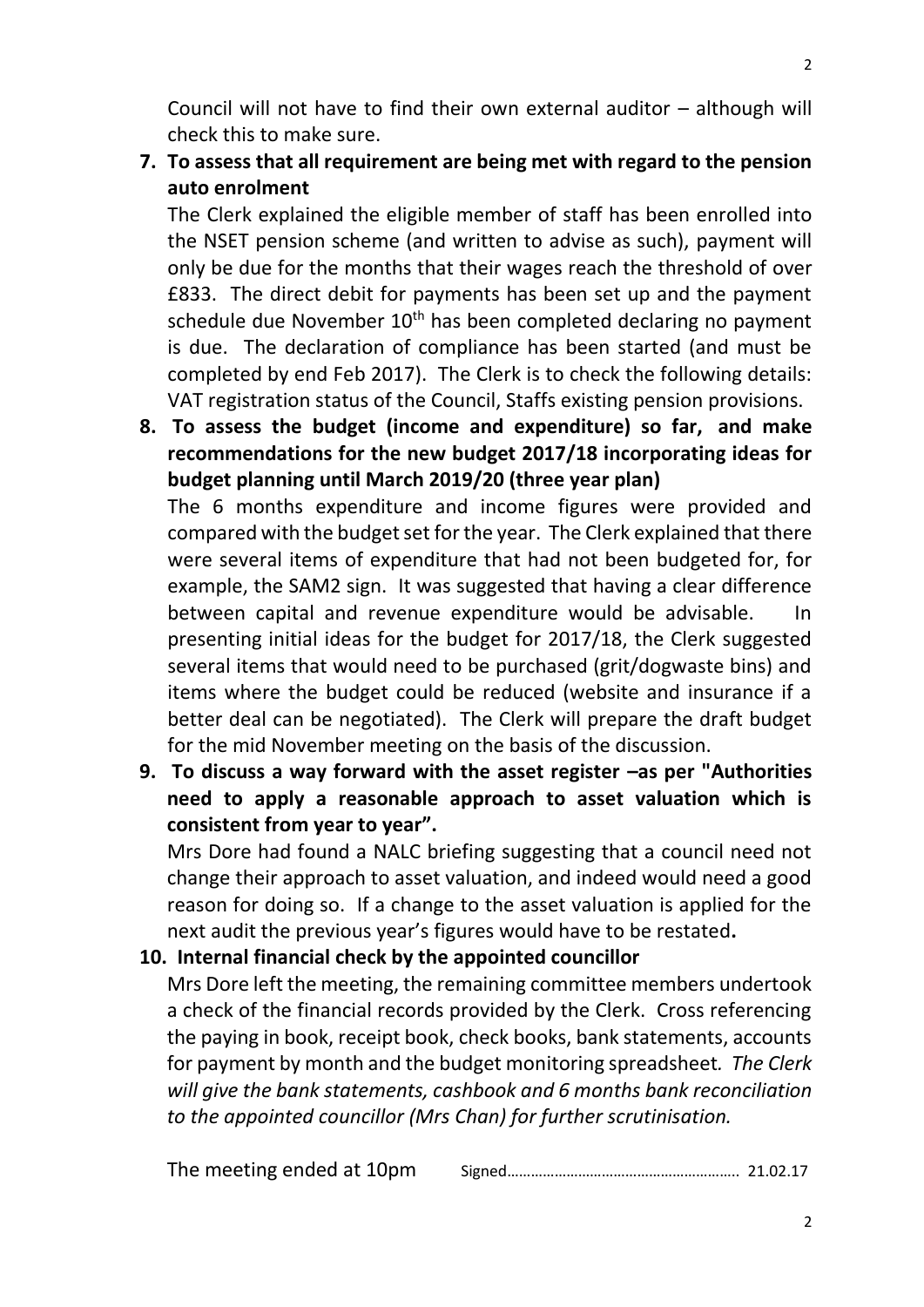Council will not have to find their own external auditor – although will check this to make sure.

7. **To assess that all requirement are being met with regard to the pension auto enrolment**

   The Clerk explained the eligible member of staff has been enrolled into the NSET pension scheme (and written to advise as such), payment will only be due for the months that their wages reach the threshold of over £833. The direct debit for payments has been set up and the payment schedule due November 10th has been completed declaring no payment is due. The declaration of compliance has been started (and must be completed by end Feb 2017). The Clerk is to check the following details: VAT registration status of the Council, Staffs existing pension provisions.

8. **To assess the budget (income and expenditure) so far, and make recommendations for the new budget 2017/18 incorporating ideas for budget planning until March 2019/20 (three year plan)**

   The 6 months expenditure and income figures were provided and compared with the budget set for the year. The Clerk explained that there were several items of expenditure that had not been budgeted for, for example, the SAM2 sign. It was suggested that having a clear difference between capital and revenue expenditure would be advisable. In presenting initial ideas for the budget for 2017/18, the Clerk suggested several items that would need to be purchased (grit/dogwaste bins) and items where the budget could be reduced (website and insurance if a better deal can be negotiated). The Clerk will prepare the draft budget for the mid November meeting on the basis of the discussion.

9. **To discuss a way forward with the asset register –as per "Authorities need to apply a reasonable approach to asset valuation which is consistent from year to year".**

   Mrs Dore had found a NALC briefing suggesting that a council need not change their approach to asset valuation, and indeed would need a good reason for doing so. If a change to the asset valuation is applied for the next audit the previous year's figures would have to be restated.

10. **Internal financial check by the appointed councillor**

    Mrs Dore left the meeting, the remaining committee members undertook a check of the financial records provided by the Clerk. Cross referencing the paying in book, receipt book, check books, bank statements, accounts for payment by month and the budget monitoring spreadsheet. *The Clerk will give the bank statements, cashbook and 6 months bank reconciliation to the appointed councillor (Mrs Chan) for further scrutinisation.*

The meeting ended at 10pm Signed…………………………………………………. 21.02.17